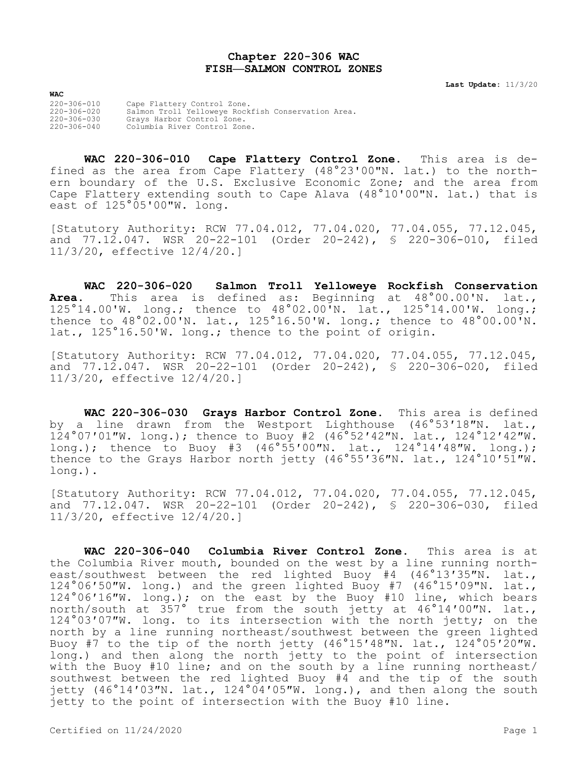# Chapter 220-306 WAC
# FISH—SALMON CONTROL ZONES

**Last Update:** 11/3/20

**WAC**

| | |
|---|---|
| 220-306-010 | Cape Flattery Control Zone. |
| 220-306-020 | Salmon Troll Yelloweye Rockfish Conservation Area. |
| 220-306-030 | Grays Harbor Control Zone. |
| 220-306-040 | Columbia River Control Zone. |

**WAC 220-306-010 Cape Flattery Control Zone.** This area is defined as the area from Cape Flattery (48°23'00"N. lat.) to the northern boundary of the U.S. Exclusive Economic Zone; and the area from Cape Flattery extending south to Cape Alava (48°10'00"N. lat.) that is east of 125°05'00"W. long.

[Statutory Authority: RCW 77.04.012, 77.04.020, 77.04.055, 77.12.045, and 77.12.047. WSR 20-22-101 (Order 20-242), § 220-306-010, filed 11/3/20, effective 12/4/20.]

**WAC 220-306-020 Salmon Troll Yelloweye Rockfish Conservation Area.** This area is defined as: Beginning at 48°00.00'N. lat., 125°14.00'W. long.; thence to 48°02.00'N. lat., 125°14.00'W. long.; thence to 48°02.00'N. lat., 125°16.50'W. long.; thence to 48°00.00'N. lat., 125°16.50'W. long.; thence to the point of origin.

[Statutory Authority: RCW 77.04.012, 77.04.020, 77.04.055, 77.12.045, and 77.12.047. WSR 20-22-101 (Order 20-242), § 220-306-020, filed 11/3/20, effective 12/4/20.]

**WAC 220-306-030 Grays Harbor Control Zone.** This area is defined by a line drawn from the Westport Lighthouse (46°53′18″N. lat., 124°07′01″W. long.); thence to Buoy #2 (46°52′42″N. lat., 124°12′42″W. long.); thence to Buoy #3 (46°55′00″N. lat., 124°14′48″W. long.); thence to the Grays Harbor north jetty (46°55′36″N. lat., 124°10′51″W. long.).

[Statutory Authority: RCW 77.04.012, 77.04.020, 77.04.055, 77.12.045, and 77.12.047. WSR 20-22-101 (Order 20-242), § 220-306-030, filed 11/3/20, effective 12/4/20.]

**WAC 220-306-040 Columbia River Control Zone.** This area is at the Columbia River mouth, bounded on the west by a line running northeast/southwest between the red lighted Buoy #4 (46°13′35″N. lat., 124°06′50″W. long.) and the green lighted Buoy #7 (46°15′09″N. lat., 124°06′16″W. long.); on the east by the Buoy #10 line, which bears north/south at 357° true from the south jetty at 46°14′00″N. lat., 124°03′07″W. long. to its intersection with the north jetty; on the north by a line running northeast/southwest between the green lighted Buoy #7 to the tip of the north jetty (46°15′48″N. lat., 124°05′20″W. long.) and then along the north jetty to the point of intersection with the Buoy #10 line; and on the south by a line running northeast/southwest between the red lighted Buoy #4 and the tip of the south jetty (46°14′03″N. lat., 124°04′05″W. long.), and then along the south jetty to the point of intersection with the Buoy #10 line.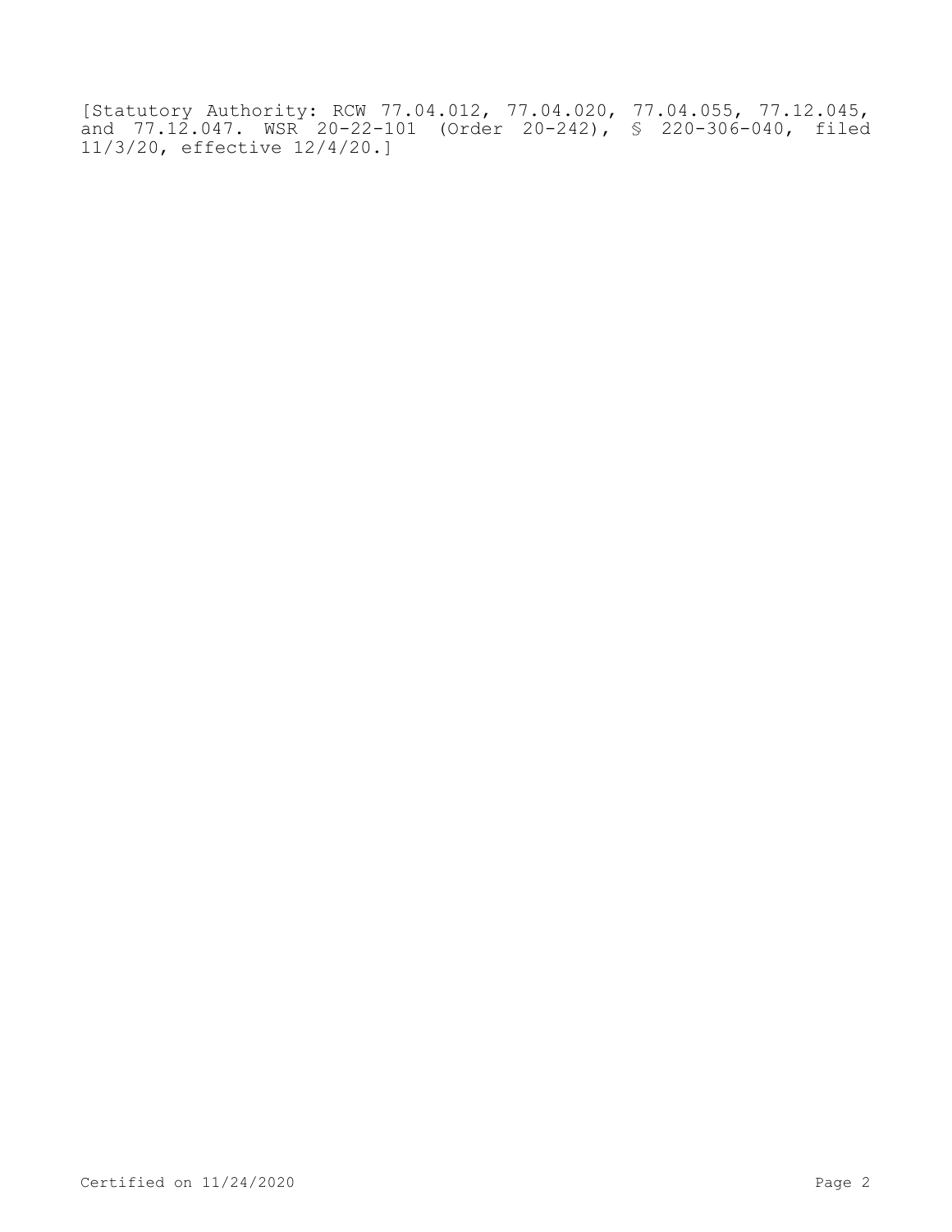[Statutory Authority: RCW 77.04.012, 77.04.020, 77.04.055, 77.12.045, and 77.12.047. WSR 20-22-101 (Order 20-242), § 220-306-040, filed 11/3/20, effective 12/4/20.]